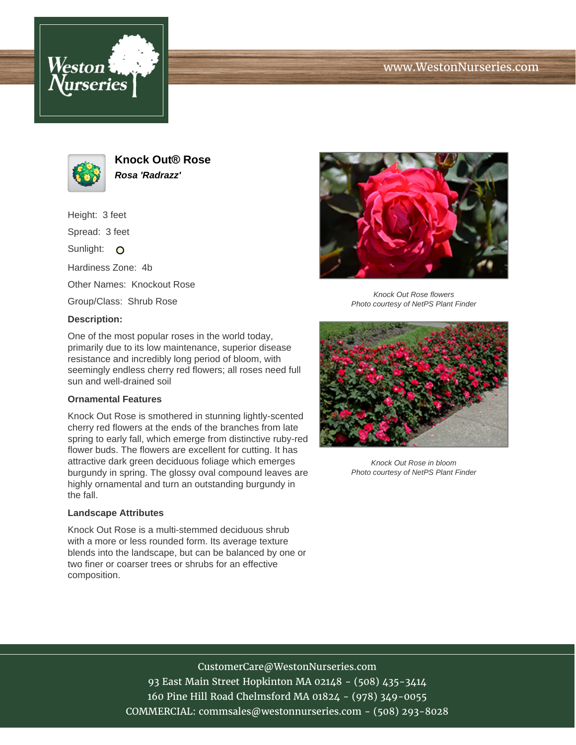www.WestonNurseries.com

# Knock Out® Rose

***Rosa 'Radrazz'***

Height: 3 feet

Spread: 3 feet

Sunlight:

Hardiness Zone: 4b

Other Names: Knockout Rose

Group/Class: Shrub Rose

**Description:**

One of the most popular roses in the world today, primarily due to its low maintenance, superior disease resistance and incredibly long period of bloom, with seemingly endless cherry red flowers; all roses need full sun and well-drained soil

**Ornamental Features**

Knock Out Rose is smothered in stunning lightly-scented cherry red flowers at the ends of the branches from late spring to early fall, which emerge from distinctive ruby-red flower buds. The flowers are excellent for cutting. It has attractive dark green deciduous foliage which emerges burgundy in spring. The glossy oval compound leaves are highly ornamental and turn an outstanding burgundy in the fall.

**Landscape Attributes**

Knock Out Rose is a multi-stemmed deciduous shrub with a more or less rounded form. Its average texture blends into the landscape, but can be balanced by one or two finer or coarser trees or shrubs for an effective composition.

*Knock Out Rose flowers*
*Photo courtesy of NetPS Plant Finder*

*Knock Out Rose in bloom*
*Photo courtesy of NetPS Plant Finder*

CustomerCare@WestonNurseries.com
93 East Main Street Hopkinton MA 02148 - (508) 435-3414
160 Pine Hill Road Chelmsford MA 01824 - (978) 349-0055
COMMERCIAL: commsales@westonnurseries.com - (508) 293-8028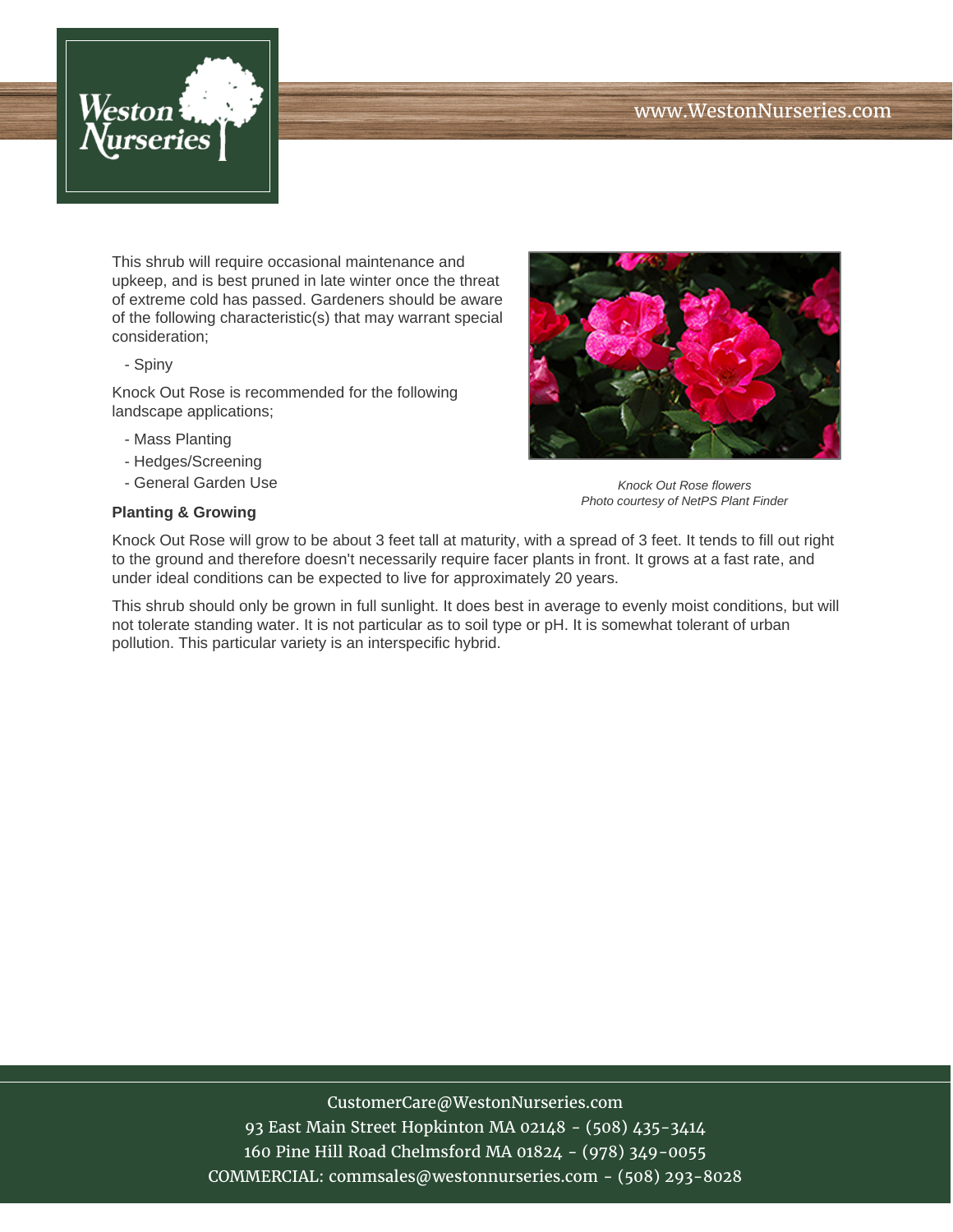This shrub will require occasional maintenance and upkeep, and is best pruned in late winter once the threat of extreme cold has passed. Gardeners should be aware of the following characteristic(s) that may warrant special consideration;

- Spiny

Knock Out Rose is recommended for the following landscape applications;

- Mass Planting
- Hedges/Screening
- General Garden Use

*Knock Out Rose flowers*
*Photo courtesy of NetPS Plant Finder*

**Planting & Growing**

Knock Out Rose will grow to be about 3 feet tall at maturity, with a spread of 3 feet. It tends to fill out right to the ground and therefore doesn't necessarily require facer plants in front. It grows at a fast rate, and under ideal conditions can be expected to live for approximately 20 years.

This shrub should only be grown in full sunlight. It does best in average to evenly moist conditions, but will not tolerate standing water. It is not particular as to soil type or pH. It is somewhat tolerant of urban pollution. This particular variety is an interspecific hybrid.